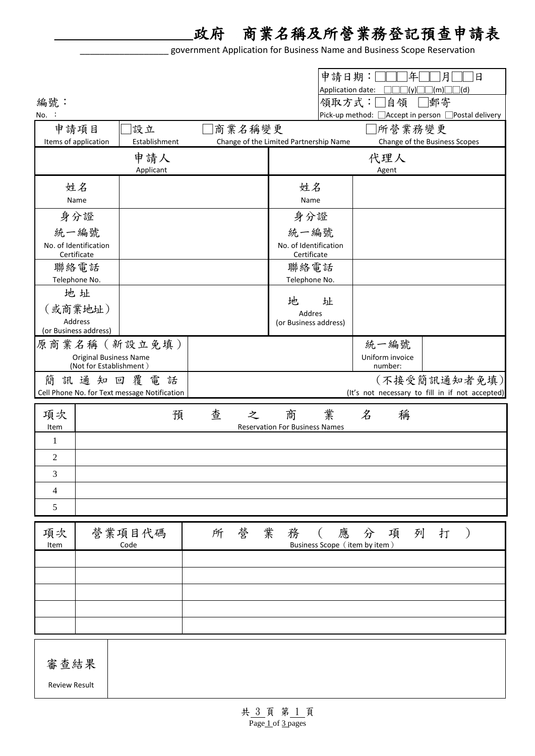# ____________________政府　商業名稱及所營業務登記預查申請表

____________________ government Application for Business Name and Business Scope Reservation

申請日期：□□□年□□月□□日
Application date: □□□(y)□□(m)□□(d)

編號：
No. ：

領取方式：□自領　□郵寄
Pick-up method: □Accept in person □Postal delivery

| 申請項目 Items of application | □設立 Establishment | □商業名稱變更 Change of the Limited Partnership Name | | □所營業務變更 Change of the Business Scopes |
|---|---|---|---|---|
| 申請人 Applicant | | | 代理人 Agent | |
| 姓名 Name | | | 姓名 Name | |
| 身分證 統一編號 No. of Identification Certificate | | | 身分證 統一編號 No. of Identification Certificate | |
| 聯絡電話 Telephone No. | | | 聯絡電話 Telephone No. | |
| 地 址 （或商業地址） Address (or Business address) | | | 地　址 Addres (or Business address) | |
| 原商業名稱（新設立免填） Original Business Name (Not for Establishment） | | | 統一編號 Uniform invoice number: | |
| 簡訊通知回覆電話 Cell Phone No. for Text message Notification | | | （不接受簡訊通知者免填） (It's not necessary to fill in if not accepted) | |

| 項次 Item | 預　查　之　商　業　名　稱 Reservation For Business Names |
|---|---|
| 1 | |
| 2 | |
| 3 | |
| 4 | |
| 5 | |

| 項次 Item | 營業項目代碼 Code | 所　營　業　務　（　應　分　項　列　打　） Business Scope（item by item） |
|---|---|---|
| | | |
| | | |
| | | |
| | | |
| | | |

| 審查結果 Review Result | |
|---|---|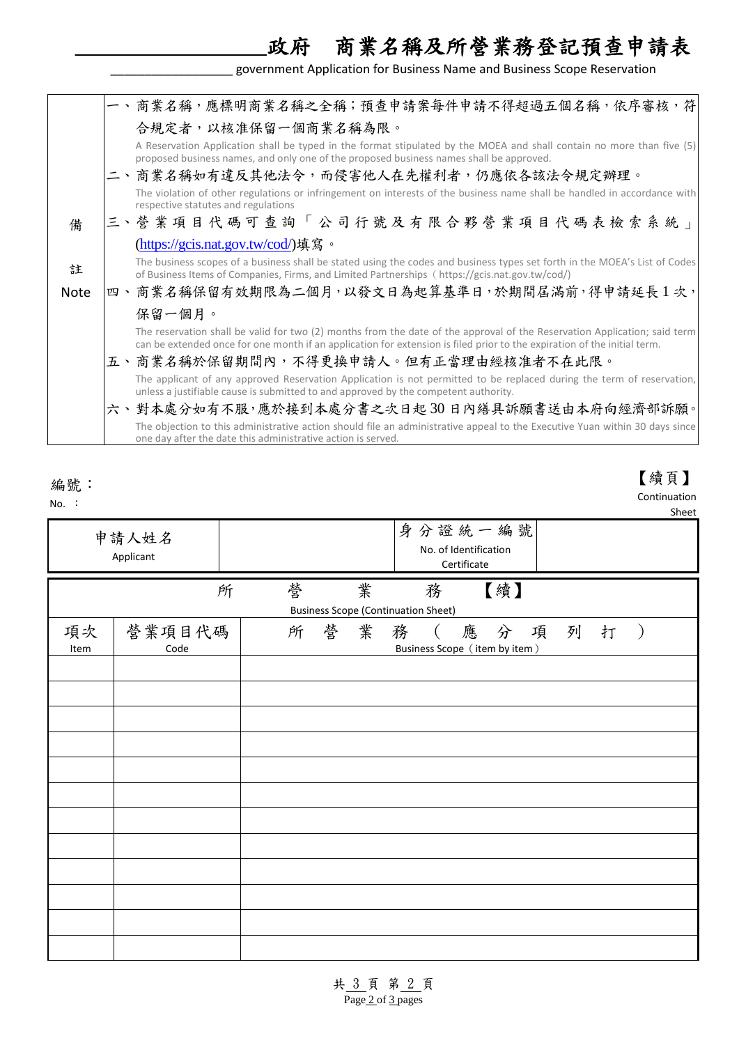# ____________________政府　商業名稱及所營業務登記預查申請表

__________________ government Application for Business Name and Business Scope Reservation

| 備註 Note | 一、商業名稱，應標明商業名稱之全稱；預查申請案每件申請不得超過五個名稱，依序審核，符合規定者，以核准保留一個商業名稱為限。<br>A Reservation Application shall be typed in the format stipulated by the MOEA and shall contain no more than five (5) proposed business names, and only one of the proposed business names shall be approved.<br>二、商業名稱如有違反其他法令，而侵害他人在先權利者，仍應依各該法令規定辦理。<br>The violation of other regulations or infringement on interests of the business name shall be handled in accordance with respective statutes and regulations<br>三、營業項目代碼可查詢「公司行號及有限合夥營業項目代碼表檢索系統」(https://gcis.nat.gov.tw/cod/)填寫。<br>The business scopes of a business shall be stated using the codes and business types set forth in the MOEA's List of Codes of Business Items of Companies, Firms, and Limited Partnerships（https://gcis.nat.gov.tw/cod/)<br>四、商業名稱保留有效期限為二個月，以發文日為起算基準日，於期間屆滿前，得申請延長1次，保留一個月。<br>The reservation shall be valid for two (2) months from the date of the approval of the Reservation Application; said term can be extended once for one month if an application for extension is filed prior to the expiration of the initial term.<br>五、商業名稱於保留期間內，不得更換申請人。但有正當理由經核准者不在此限。<br>The applicant of any approved Reservation Application is not permitted to be replaced during the term of reservation, unless a justifiable cause is submitted to and approved by the competent authority.<br>六、對本處分如有不服，應於接到本處分書之次日起30日內繕具訴願書送由本府向經濟部訴願。<br>The objection to this administrative action should file an administrative appeal to the Executive Yuan within 30 days since one day after the date this administrative action is served. |
|---|---|

編號：
No. ：

【續頁】
Continuation Sheet

| 申請人姓名 Applicant | | 身分證統一編號 No. of Identification Certificate | |
|---|---|---|---|

| 所營業務【續】 Business Scope (Continuation Sheet) | | |
|---|---|---|
| 項次 Item | 營業項目代碼 Code | 所營業務（應分項列打） Business Scope（item by item） |
| | | |
| | | |
| | | |
| | | |
| | | |
| | | |
| | | |
| | | |
| | | |
| | | |
| | | |
| | | |

共 3 頁 第 2 頁
Page 2 of 3 pages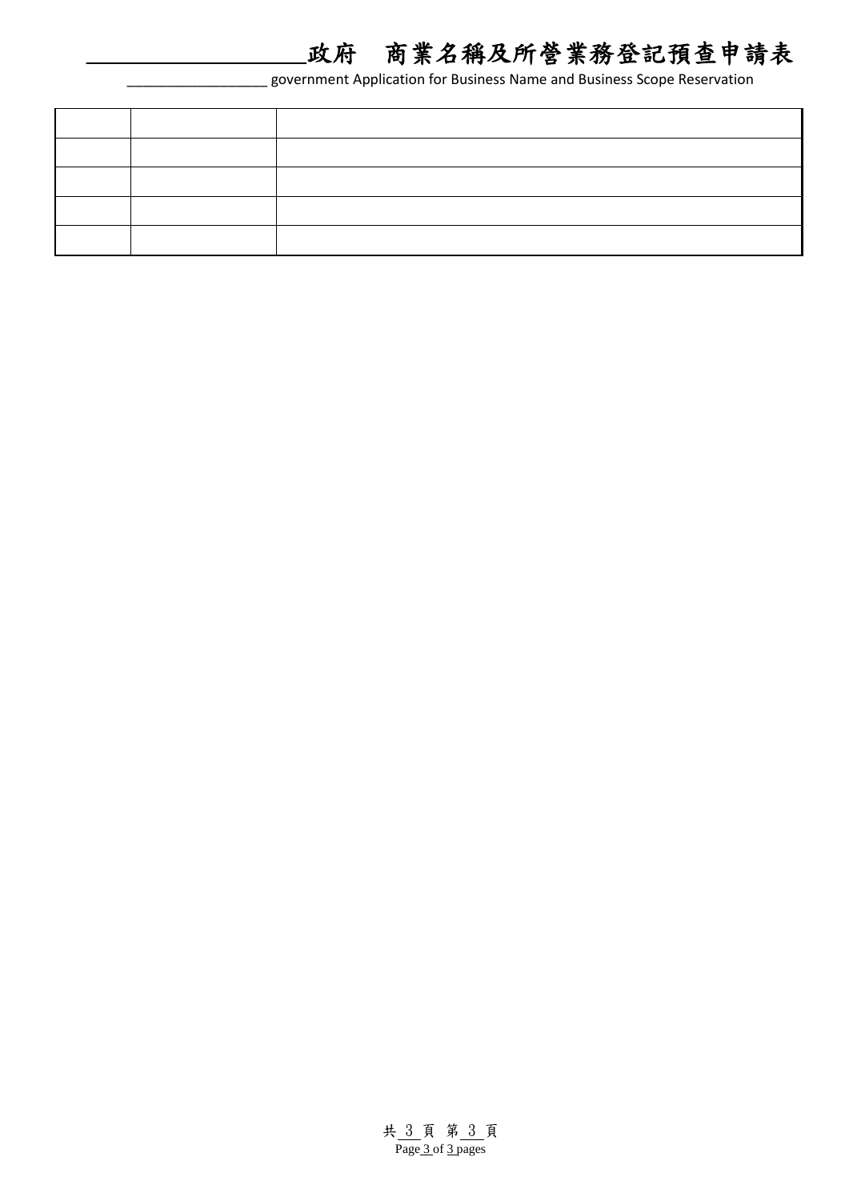# ____________________政府　商業名稱及所營業務登記預查申請表

__________________ government Application for Business Name and Business Scope Reservation

| | | |
|---|---|---|
| | | |
| | | |
| | | |
| | | |
| | | |